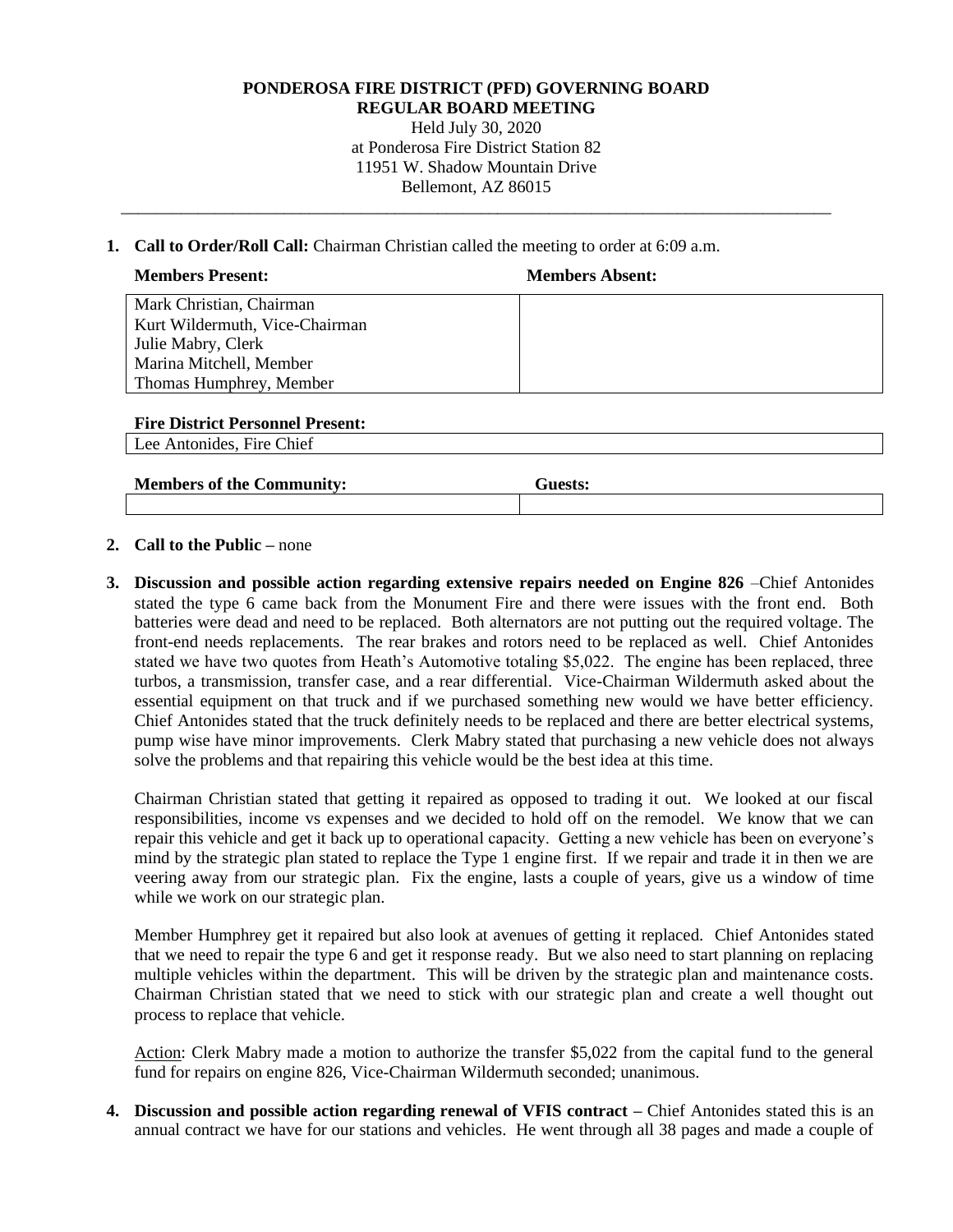**PONDEROSA FIRE DISTRICT (PFD) GOVERNING BOARD**
**REGULAR BOARD MEETING**

Held July 30, 2020
at Ponderosa Fire District Station 82
11951 W. Shadow Mountain Drive
Bellemont, AZ 86015

---

1. **Call to Order/Roll Call:** Chairman Christian called the meeting to order at 6:09 a.m.

| **Members Present:** | **Members Absent:** |
|---|---|
| Mark Christian, Chairman<br>Kurt Wildermuth, Vice-Chairman<br>Julie Mabry, Clerk<br>Marina Mitchell, Member<br>Thomas Humphrey, Member | |

| **Fire District Personnel Present:** |
|---|
| Lee Antonides, Fire Chief |

| **Members of the Community:** | **Guests:** |
|---|---|
| | |

2. **Call to the Public –** none

3. **Discussion and possible action regarding extensive repairs needed on Engine 826** –Chief Antonides stated the type 6 came back from the Monument Fire and there were issues with the front end. Both batteries were dead and need to be replaced. Both alternators are not putting out the required voltage. The front-end needs replacements. The rear brakes and rotors need to be replaced as well. Chief Antonides stated we have two quotes from Heath's Automotive totaling $5,022. The engine has been replaced, three turbos, a transmission, transfer case, and a rear differential. Vice-Chairman Wildermuth asked about the essential equipment on that truck and if we purchased something new would we have better efficiency. Chief Antonides stated that the truck definitely needs to be replaced and there are better electrical systems, pump wise have minor improvements. Clerk Mabry stated that purchasing a new vehicle does not always solve the problems and that repairing this vehicle would be the best idea at this time.

   Chairman Christian stated that getting it repaired as opposed to trading it out. We looked at our fiscal responsibilities, income vs expenses and we decided to hold off on the remodel. We know that we can repair this vehicle and get it back up to operational capacity. Getting a new vehicle has been on everyone's mind by the strategic plan stated to replace the Type 1 engine first. If we repair and trade it in then we are veering away from our strategic plan. Fix the engine, lasts a couple of years, give us a window of time while we work on our strategic plan.

   Member Humphrey get it repaired but also look at avenues of getting it replaced. Chief Antonides stated that we need to repair the type 6 and get it response ready. But we also need to start planning on replacing multiple vehicles within the department. This will be driven by the strategic plan and maintenance costs. Chairman Christian stated that we need to stick with our strategic plan and create a well thought out process to replace that vehicle.

   Action: Clerk Mabry made a motion to authorize the transfer $5,022 from the capital fund to the general fund for repairs on engine 826, Vice-Chairman Wildermuth seconded; unanimous.

4. **Discussion and possible action regarding renewal of VFIS contract –** Chief Antonides stated this is an annual contract we have for our stations and vehicles. He went through all 38 pages and made a couple of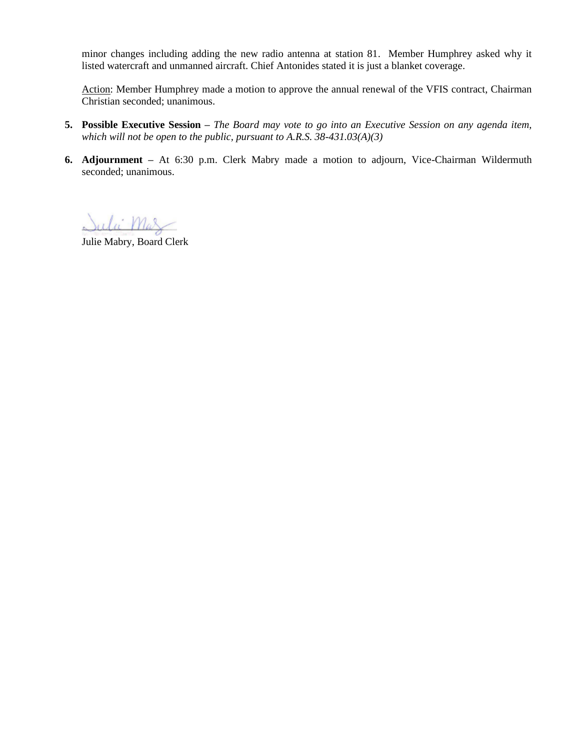minor changes including adding the new radio antenna at station 81. Member Humphrey asked why it listed watercraft and unmanned aircraft. Chief Antonides stated it is just a blanket coverage.

Action: Member Humphrey made a motion to approve the annual renewal of the VFIS contract, Chairman Christian seconded; unanimous.

5. **Possible Executive Session** – *The Board may vote to go into an Executive Session on any agenda item, which will not be open to the public, pursuant to A.R.S. 38-431.03(A)(3)*

6. **Adjournment** – At 6:30 p.m. Clerk Mabry made a motion to adjourn, Vice-Chairman Wildermuth seconded; unanimous.

Julie Mabry, Board Clerk